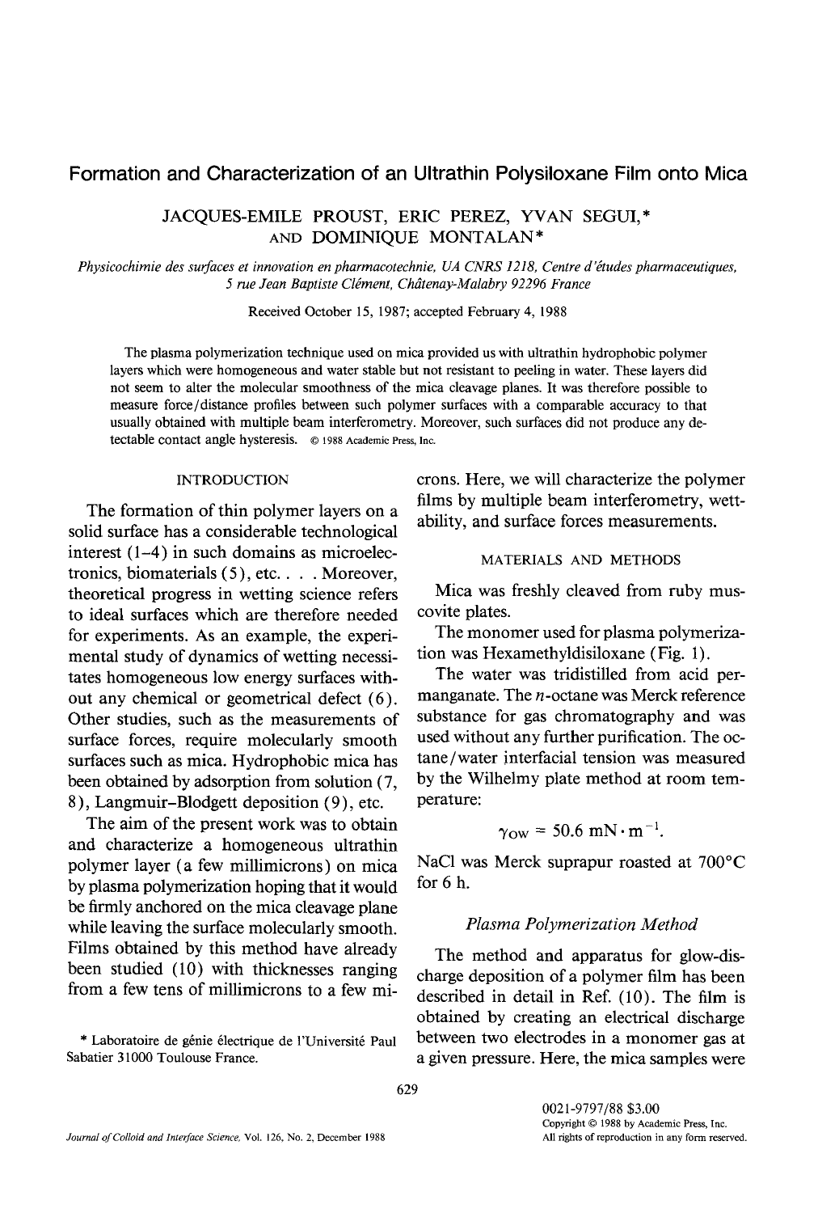# Formation and Characterization of an Ultrathin Polysiloxane Film onto Mica

JACQUES-EMILE PROUST, ERIC PEREZ, YVAN SEGUI,* AND DOMINIQUE MONTALAN*

*Physicochimie des surfaces et innovation en pharmacotechnie, UA CNRS 1218, Centre d'études pharmaceutiques, 5 rue Jean Baptiste Clément, Châtenay-Malabry 92296 France*

Received October 15, 1987; accepted February 4, 1988

The plasma polymerization technique used on mica provided us with ultrathin hydrophobic polymer layers which were homogeneous and water stable but not resistant to peeling in water. These layers did not seem to alter the molecular smoothness of the mica cleavage planes. It was therefore possible to measure force/distance profiles between such polymer surfaces with a comparable accuracy to that usually obtained with multiple beam interferometry. Moreover, such surfaces did not produce any detectable contact angle hysteresis. © 1988 Academic Press, Inc.

## INTRODUCTION

The formation of thin polymer layers on a solid surface has a considerable technological interest (1–4) in such domains as microelectronics, biomaterials (5), etc. . . . Moreover, theoretical progress in wetting science refers to ideal surfaces which are therefore needed for experiments. As an example, the experimental study of dynamics of wetting necessitates homogeneous low energy surfaces without any chemical or geometrical defect (6). Other studies, such as the measurements of surface forces, require molecularly smooth surfaces such as mica. Hydrophobic mica has been obtained by adsorption from solution (7, 8), Langmuir–Blodgett deposition (9), etc.

The aim of the present work was to obtain and characterize a homogeneous ultrathin polymer layer (a few millimicrons) on mica by plasma polymerization hoping that it would be firmly anchored on the mica cleavage plane while leaving the surface molecularly smooth. Films obtained by this method have already been studied (10) with thicknesses ranging from a few tens of millimicrons to a few microns. Here, we will characterize the polymer films by multiple beam interferometry, wettability, and surface forces measurements.

## MATERIALS AND METHODS

Mica was freshly cleaved from ruby muscovite plates.

The monomer used for plasma polymerization was Hexamethyldisiloxane (Fig. 1).

The water was tridistilled from acid permanganate. The *n*-octane was Merck reference substance for gas chromatography and was used without any further purification. The octane/water interfacial tension was measured by the Wilhelmy plate method at room temperature:

$$\gamma_{OW} = 50.6 \text{ mN} \cdot \text{m}^{-1}.$$

NaCl was Merck suprapur roasted at 700°C for 6 h.

### *Plasma Polymerization Method*

The method and apparatus for glow-discharge deposition of a polymer film has been described in detail in Ref. (10). The film is obtained by creating an electrical discharge between two electrodes in a monomer gas at a given pressure. Here, the mica samples were

* Laboratoire de génie électrique de l'Université Paul Sabatier 31000 Toulouse France.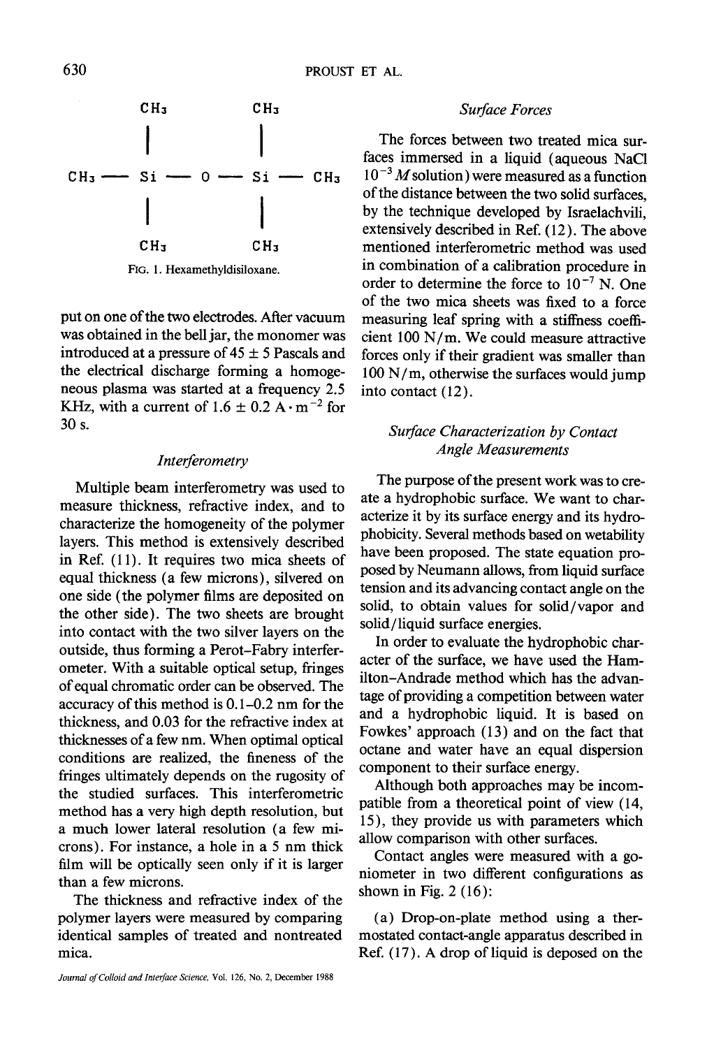```
      CH3          CH3
       |            |
CH3 — Si — O — Si — CH3
       |            |
      CH3          CH3
```

FIG. 1. Hexamethyldisiloxane.

put on one of the two electrodes. After vacuum was obtained in the bell jar, the monomer was introduced at a pressure of 45 ± 5 Pascals and the electrical discharge forming a homogeneous plasma was started at a frequency 2.5 KHz, with a current of $1.6 \pm 0.2\ \mathrm{A \cdot m^{-2}}$ for 30 s.

### *Interferometry*

Multiple beam interferometry was used to measure thickness, refractive index, and to characterize the homogeneity of the polymer layers. This method is extensively described in Ref. (11). It requires two mica sheets of equal thickness (a few microns), silvered on one side (the polymer films are deposited on the other side). The two sheets are brought into contact with the two silver layers on the outside, thus forming a Perot–Fabry interferometer. With a suitable optical setup, fringes of equal chromatic order can be observed. The accuracy of this method is 0.1–0.2 nm for the thickness, and 0.03 for the refractive index at thicknesses of a few nm. When optimal optical conditions are realized, the fineness of the fringes ultimately depends on the rugosity of the studied surfaces. This interferometric method has a very high depth resolution, but a much lower lateral resolution (a few microns). For instance, a hole in a 5 nm thick film will be optically seen only if it is larger than a few microns.

The thickness and refractive index of the polymer layers were measured by comparing identical samples of treated and nontreated mica.

### *Surface Forces*

The forces between two treated mica surfaces immersed in a liquid (aqueous NaCl $10^{-3}\ M$ solution) were measured as a function of the distance between the two solid surfaces, by the technique developed by Israelachvili, extensively described in Ref. (12). The above mentioned interferometric method was used in combination of a calibration procedure in order to determine the force to $10^{-7}$ N. One of the two mica sheets was fixed to a force measuring leaf spring with a stiffness coefficient 100 N/m. We could measure attractive forces only if their gradient was smaller than 100 N/m, otherwise the surfaces would jump into contact (12).

### *Surface Characterization by Contact Angle Measurements*

The purpose of the present work was to create a hydrophobic surface. We want to characterize it by its surface energy and its hydrophobicity. Several methods based on wetability have been proposed. The state equation proposed by Neumann allows, from liquid surface tension and its advancing contact angle on the solid, to obtain values for solid/vapor and solid/liquid surface energies.

In order to evaluate the hydrophobic character of the surface, we have used the Hamilton–Andrade method which has the advantage of providing a competition between water and a hydrophobic liquid. It is based on Fowkes' approach (13) and on the fact that octane and water have an equal dispersion component to their surface energy.

Although both approaches may be incompatible from a theoretical point of view (14, 15), they provide us with parameters which allow comparison with other surfaces.

Contact angles were measured with a goniometer in two different configurations as shown in Fig. 2 (16):

(a) Drop-on-plate method using a thermostated contact-angle apparatus described in Ref. (17). A drop of liquid is deposed on the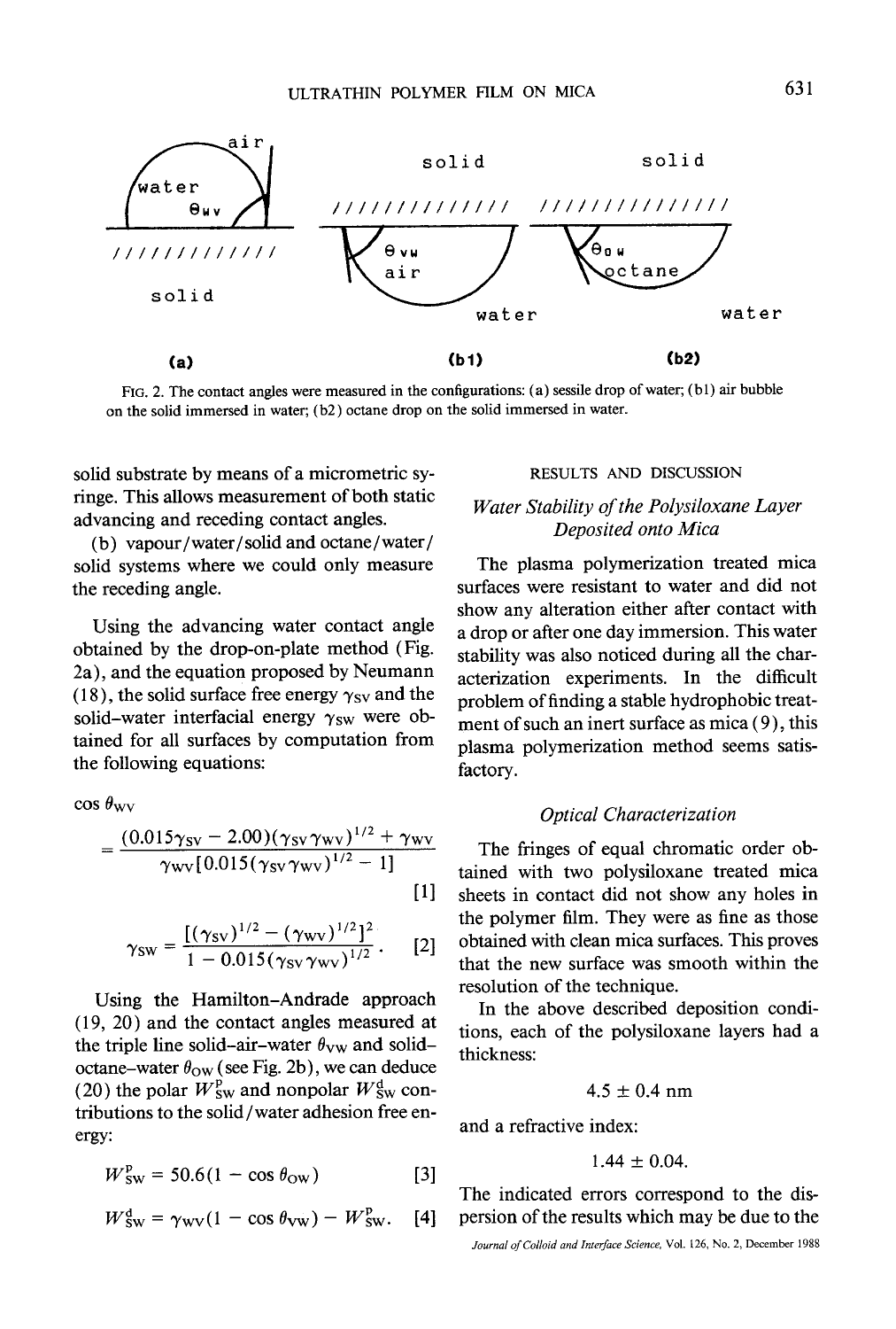FIG. 2. The contact angles were measured in the configurations: (a) sessile drop of water; (b1) air bubble on the solid immersed in water; (b2) octane drop on the solid immersed in water.

solid substrate by means of a micrometric syringe. This allows measurement of both static advancing and receding contact angles.

(b) vapour/water/solid and octane/water/solid systems where we could only measure the receding angle.

Using the advancing water contact angle obtained by the drop-on-plate method (Fig. 2a), and the equation proposed by Neumann (18), the solid surface free energy $\gamma_{SV}$ and the solid–water interfacial energy $\gamma_{SW}$ were obtained for all surfaces by computation from the following equations:

$$\cos \theta_{WV} = \frac{(0.015\gamma_{SV} - 2.00)(\gamma_{SV}\gamma_{WV})^{1/2} + \gamma_{WV}}{\gamma_{WV}[0.015(\gamma_{SV}\gamma_{WV})^{1/2} - 1]} \quad [1]$$

$$\gamma_{SW} = \frac{[(\gamma_{SV})^{1/2} - (\gamma_{WV})^{1/2}]^2}{1 - 0.015(\gamma_{SV}\gamma_{WV})^{1/2}}. \quad [2]$$

Using the Hamilton–Andrade approach (19, 20) and the contact angles measured at the triple line solid–air–water $\theta_{VW}$ and solid–octane–water $\theta_{OW}$ (see Fig. 2b), we can deduce (20) the polar $W^{p}_{SW}$ and nonpolar $W^{d}_{SW}$ contributions to the solid/water adhesion free energy:

$$W^{p}_{SW} = 50.6(1 - \cos \theta_{OW}) \quad [3]$$

$$W^{d}_{SW} = \gamma_{WV}(1 - \cos \theta_{VW}) - W^{p}_{SW}. \quad [4]$$

## RESULTS AND DISCUSSION

### *Water Stability of the Polysiloxane Layer Deposited onto Mica*

The plasma polymerization treated mica surfaces were resistant to water and did not show any alteration either after contact with a drop or after one day immersion. This water stability was also noticed during all the characterization experiments. In the difficult problem of finding a stable hydrophobic treatment of such an inert surface as mica (9), this plasma polymerization method seems satisfactory.

### *Optical Characterization*

The fringes of equal chromatic order obtained with two polysiloxane treated mica sheets in contact did not show any holes in the polymer film. They were as fine as those obtained with clean mica surfaces. This proves that the new surface was smooth within the resolution of the technique.

In the above described deposition conditions, each of the polysiloxane layers had a thickness:

$$4.5 \pm 0.4 \text{ nm}$$

and a refractive index:

$$1.44 \pm 0.04.$$

The indicated errors correspond to the dispersion of the results which may be due to the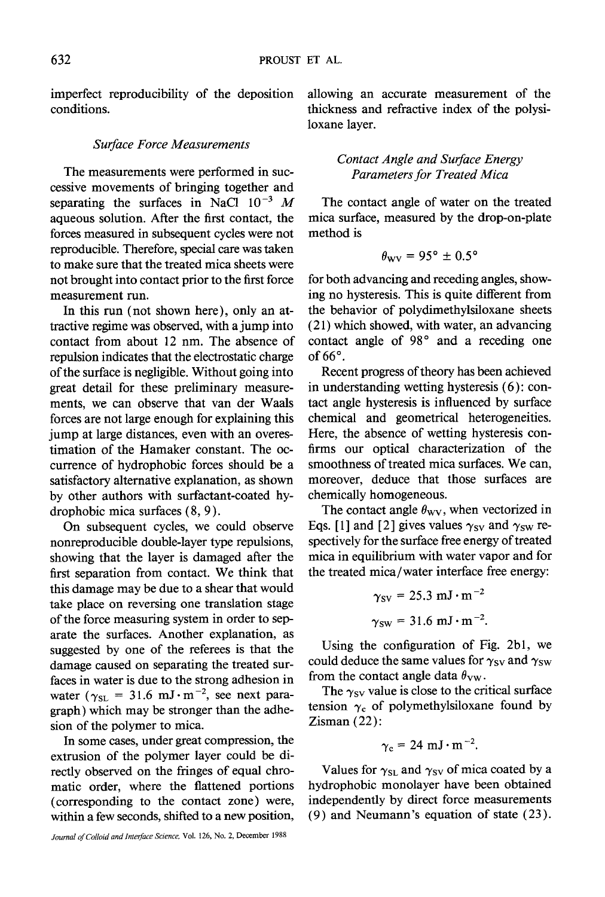imperfect reproducibility of the deposition conditions.

### *Surface Force Measurements*

The measurements were performed in successive movements of bringing together and separating the surfaces in NaCl $10^{-3}$ *M* aqueous solution. After the first contact, the forces measured in subsequent cycles were not reproducible. Therefore, special care was taken to make sure that the treated mica sheets were not brought into contact prior to the first force measurement run.

In this run (not shown here), only an attractive regime was observed, with a jump into contact from about 12 nm. The absence of repulsion indicates that the electrostatic charge of the surface is negligible. Without going into great detail for these preliminary measurements, we can observe that van der Waals forces are not large enough for explaining this jump at large distances, even with an overestimation of the Hamaker constant. The occurrence of hydrophobic forces should be a satisfactory alternative explanation, as shown by other authors with surfactant-coated hydrophobic mica surfaces (8, 9).

On subsequent cycles, we could observe nonreproducible double-layer type repulsions, showing that the layer is damaged after the first separation from contact. We think that this damage may be due to a shear that would take place on reversing one translation stage of the force measuring system in order to separate the surfaces. Another explanation, as suggested by one of the referees is that the damage caused on separating the treated surfaces in water is due to the strong adhesion in water ($\gamma_{SL} = 31.6 \text{ mJ} \cdot \text{m}^{-2}$, see next paragraph) which may be stronger than the adhesion of the polymer to mica.

In some cases, under great compression, the extrusion of the polymer layer could be directly observed on the fringes of equal chromatic order, where the flattened portions (corresponding to the contact zone) were, within a few seconds, shifted to a new position, allowing an accurate measurement of the thickness and refractive index of the polysiloxane layer.

### *Contact Angle and Surface Energy Parameters for Treated Mica*

The contact angle of water on the treated mica surface, measured by the drop-on-plate method is

$$\theta_{WV} = 95° \pm 0.5°$$

for both advancing and receding angles, showing no hysteresis. This is quite different from the behavior of polydimethylsiloxane sheets (21) which showed, with water, an advancing contact angle of 98° and a receding one of 66°.

Recent progress of theory has been achieved in understanding wetting hysteresis (6): contact angle hysteresis is influenced by surface chemical and geometrical heterogeneities. Here, the absence of wetting hysteresis confirms our optical characterization of the smoothness of treated mica surfaces. We can, moreover, deduce that those surfaces are chemically homogeneous.

The contact angle $\theta_{WV}$, when vectorized in Eqs. [1] and [2] gives values $\gamma_{SV}$ and $\gamma_{SW}$ respectively for the surface free energy of treated mica in equilibrium with water vapor and for the treated mica/water interface free energy:

$$\gamma_{SV} = 25.3 \text{ mJ} \cdot \text{m}^{-2}$$

$$\gamma_{SW} = 31.6 \text{ mJ} \cdot \text{m}^{-2}.$$

Using the configuration of Fig. 2b1, we could deduce the same values for $\gamma_{SV}$ and $\gamma_{SW}$ from the contact angle data $\theta_{VW}$.

The $\gamma_{SV}$ value is close to the critical surface tension $\gamma_c$ of polymethylsiloxane found by Zisman (22):

$$\gamma_c = 24 \text{ mJ} \cdot \text{m}^{-2}.$$

Values for $\gamma_{SL}$ and $\gamma_{SV}$ of mica coated by a hydrophobic monolayer have been obtained independently by direct force measurements (9) and Neumann's equation of state (23).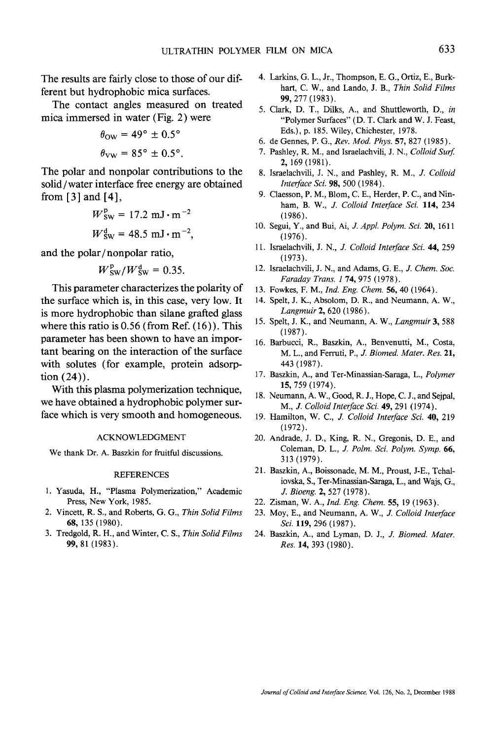The results are fairly close to those of our different but hydrophobic mica surfaces.

The contact angles measured on treated mica immersed in water (Fig. 2) were

$$\theta_{OW} = 49° \pm 0.5°$$

$$\theta_{VW} = 85° \pm 0.5°.$$

The polar and nonpolar contributions to the solid/water interface free energy are obtained from [3] and [4],

$$W^{p}_{SW} = 17.2 \text{ mJ} \cdot \text{m}^{-2}$$

$$W^{d}_{SW} = 48.5 \text{ mJ} \cdot \text{m}^{-2},$$

and the polar/nonpolar ratio,

$$W^{p}_{SW}/W^{d}_{SW} = 0.35.$$

This parameter characterizes the polarity of the surface which is, in this case, very low. It is more hydrophobic than silane grafted glass where this ratio is 0.56 (from Ref. (16)). This parameter has been shown to have an important bearing on the interaction of the surface with solutes (for example, protein adsorption (24)).

With this plasma polymerization technique, we have obtained a hydrophobic polymer surface which is very smooth and homogeneous.

## ACKNOWLEDGMENT

We thank Dr. A. Baszkin for fruitful discussions.

## REFERENCES

1. Yasuda, H., "Plasma Polymerization," Academic Press, New York, 1985.
2. Vincett, R. S., and Roberts, G. G., *Thin Solid Films* **68,** 135 (1980).
3. Tredgold, R. H., and Winter, C. S., *Thin Solid Films* **99,** 81 (1983).
4. Larkins, G. L., Jr., Thompson, E. G., Ortiz, E., Burkhart, C. W., and Lando, J. B., *Thin Solid Films* **99,** 277 (1983).
5. Clark, D. T., Dilks, A., and Shuttleworth, D., *in* "Polymer Surfaces" (D. T. Clark and W. J. Feast, Eds.), p. 185. Wiley, Chichester, 1978.
6. de Gennes, P. G., *Rev. Mod. Phys.* **57,** 827 (1985).
7. Pashley, R. M., and Israelachvili, J. N., *Colloid Surf.* **2,** 169 (1981).
8. Israelachvili, J. N., and Pashley, R. M., *J. Colloid Interface Sci.* **98,** 500 (1984).
9. Claesson, P. M., Blom, C. E., Herder, P. C., and Ninham, B. W., *J. Colloid Interface Sci.* **114,** 234 (1986).
10. Segui, Y., and Bui, Ai, *J. Appl. Polym. Sci.* **20,** 1611 (1976).
11. Israelachvili, J. N., *J. Colloid Interface Sci.* **44,** 259 (1973).
12. Israelachvili, J. N., and Adams, G. E., *J. Chem. Soc. Faraday Trans. 1* **74,** 975 (1978).
13. Fowkes, F. M., *Ind. Eng. Chem.* **56,** 40 (1964).
14. Spelt, J. K., Absolom, D. R., and Neumann, A. W., *Langmuir* **2,** 620 (1986).
15. Spelt, J. K., and Neumann, A. W., *Langmuir* **3,** 588 (1987).
16. Barbucci, R., Baszkin, A., Benvenutti, M., Costa, M. L., and Ferruti, P., *J. Biomed. Mater. Res.* **21,** 443 (1987).
17. Baszkin, A., and Ter-Minassian-Saraga, L., *Polymer* **15,** 759 (1974).
18. Neumann, A. W., Good, R. J., Hope, C. J., and Sejpal, M., *J. Colloid Interface Sci.* **49,** 291 (1974).
19. Hamilton, W. C., *J. Colloid Interface Sci.* **40,** 219 (1972).
20. Andrade, J. D., King, R. N., Gregonis, D. E., and Coleman, D. L., *J. Polm. Sci. Polym. Symp.* **66,** 313 (1979).
21. Baszkin, A., Boissonade, M. M., Proust, J-E., Tchaliovska, S., Ter-Minassian-Saraga, L., and Wajs, G., *J. Bioeng.* **2,** 527 (1978).
22. Zisman, W. A., *Ind. Eng. Chem.* **55,** 19 (1963).
23. Moy, E., and Neumann, A. W., *J. Colloid Interface Sci.* **119,** 296 (1987).
24. Baszkin, A., and Lyman, D. J., *J. Biomed. Mater. Res.* **14,** 393 (1980).